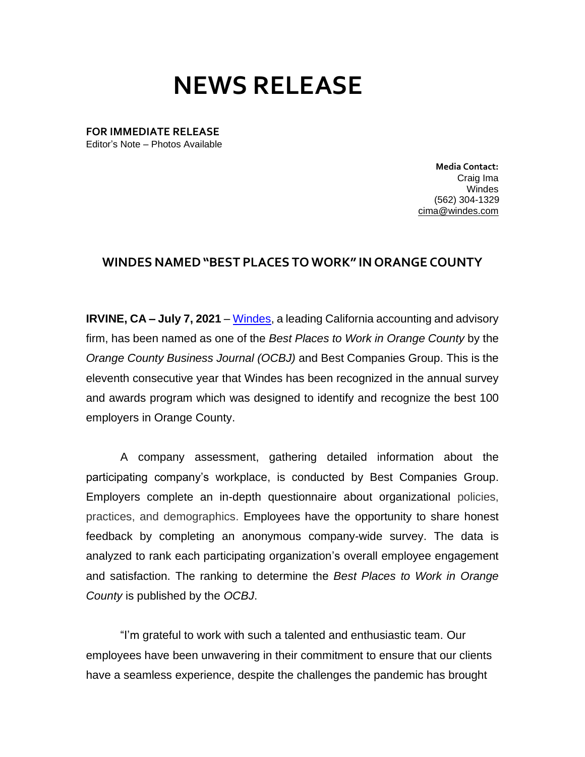# NEWS RELEASE

**FOR IMMEDIATE RELEASE**
Editor's Note – Photos Available

**Media Contact:**
Craig Ima
Windes
(562) 304-1329
cima@windes.com

## WINDES NAMED "BEST PLACES TO WORK" IN ORANGE COUNTY

**IRVINE, CA – July 7, 2021** – Windes, a leading California accounting and advisory firm, has been named as one of the *Best Places to Work in Orange County* by the *Orange County Business Journal (OCBJ)* and Best Companies Group. This is the eleventh consecutive year that Windes has been recognized in the annual survey and awards program which was designed to identify and recognize the best 100 employers in Orange County.

A company assessment, gathering detailed information about the participating company's workplace, is conducted by Best Companies Group. Employers complete an in-depth questionnaire about organizational policies, practices, and demographics. Employees have the opportunity to share honest feedback by completing an anonymous company-wide survey. The data is analyzed to rank each participating organization's overall employee engagement and satisfaction. The ranking to determine the *Best Places to Work in Orange County* is published by the *OCBJ*.

"I'm grateful to work with such a talented and enthusiastic team. Our employees have been unwavering in their commitment to ensure that our clients have a seamless experience, despite the challenges the pandemic has brought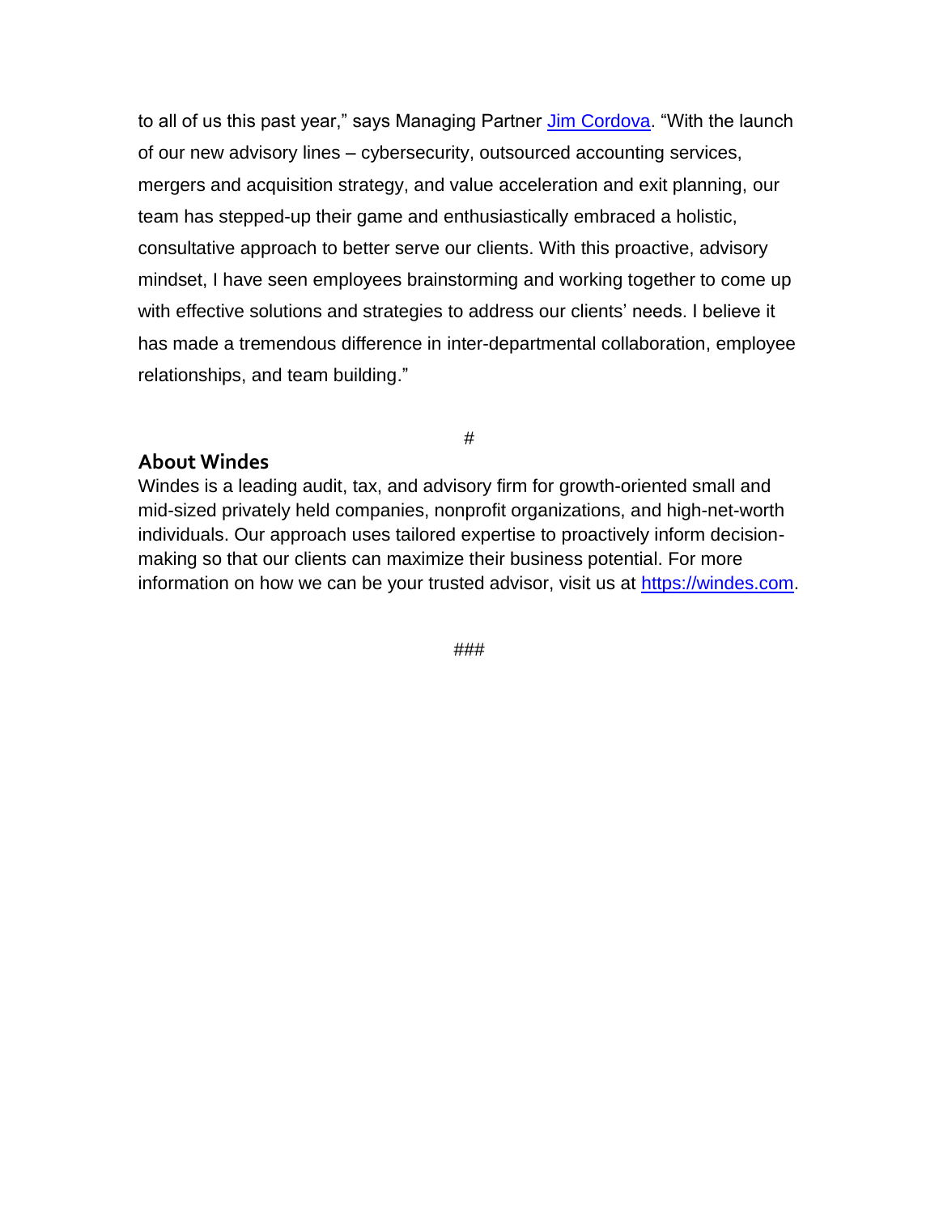to all of us this past year," says Managing Partner Jim Cordova. "With the launch of our new advisory lines – cybersecurity, outsourced accounting services, mergers and acquisition strategy, and value acceleration and exit planning, our team has stepped-up their game and enthusiastically embraced a holistic, consultative approach to better serve our clients. With this proactive, advisory mindset, I have seen employees brainstorming and working together to come up with effective solutions and strategies to address our clients' needs. I believe it has made a tremendous difference in inter-departmental collaboration, employee relationships, and team building."

#

**About Windes**

Windes is a leading audit, tax, and advisory firm for growth-oriented small and mid-sized privately held companies, nonprofit organizations, and high-net-worth individuals. Our approach uses tailored expertise to proactively inform decision-making so that our clients can maximize their business potential. For more information on how we can be your trusted advisor, visit us at https://windes.com.

###